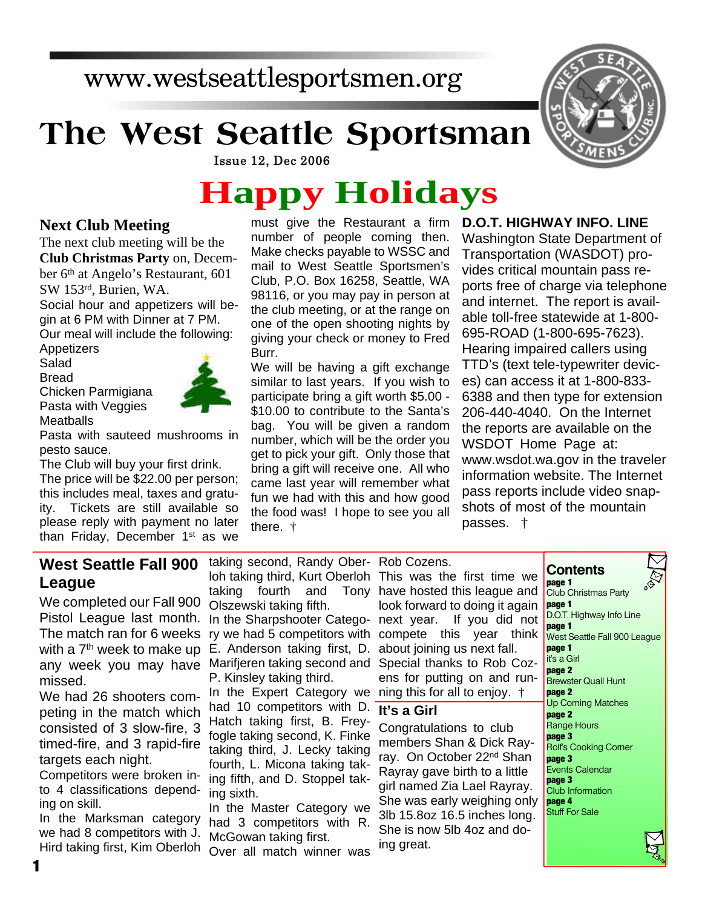www.westseattlesportsmen.org

# The West Seattle Sportsman

Issue 12, Dec 2006

# Happy Holidays

## Next Club Meeting

The next club meeting will be the **Club Christmas Party** on, December 6th at Angelo's Restaurant, 601 SW 153rd, Burien, WA.

Social hour and appetizers will begin at 6 PM with Dinner at 7 PM.

Our meal will include the following:

Appetizers
Salad
Bread
Chicken Parmigiana
Pasta with Veggies
Meatballs
Pasta with sauteed mushrooms in pesto sauce.

The Club will buy your first drink.

The price will be $22.00 per person; this includes meal, taxes and gratuity. Tickets are still available so please reply with payment no later than Friday, December 1st as we must give the Restaurant a firm number of people coming then. Make checks payable to WSSC and mail to West Seattle Sportsmen's Club, P.O. Box 16258, Seattle, WA 98116, or you may pay in person at the club meeting, or at the range on one of the open shooting nights by giving your check or money to Fred Burr.

We will be having a gift exchange similar to last years. If you wish to participate bring a gift worth $5.00 - $10.00 to contribute to the Santa's bag. You will be given a random number, which will be the order you get to pick your gift. Only those that bring a gift will receive one. All who came last year will remember what fun we had with this and how good the food was! I hope to see you all there. †

## D.O.T. HIGHWAY INFO. LINE

Washington State Department of Transportation (WASDOT) provides critical mountain pass reports free of charge via telephone and internet. The report is available toll-free statewide at 1-800-695-ROAD (1-800-695-7623). Hearing impaired callers using TTD's (text tele-typewriter devices) can access it at 1-800-833-6388 and then type for extension 206-440-4040. On the Internet the reports are available on the WSDOT Home Page at: www.wsdot.wa.gov in the traveler information website. The Internet pass reports include video snapshots of most of the mountain passes. †

## West Seattle Fall 900 League

We completed our Fall 900 Pistol League last month. The match ran for 6 weeks with a 7th week to make up any week you may have missed.

We had 26 shooters competing in the match which consisted of 3 slow-fire, 3 timed-fire, and 3 rapid-fire targets each night.

Competitors were broken into 4 classifications depending on skill.

In the Marksman category we had 8 competitors with J. Hird taking first, Kim Oberloh taking second, Randy Oberloh taking third, Kurt Oberloh taking fourth and Tony Olszewski taking fifth.

In the Sharpshooter Category we had 5 competitors with E. Anderson taking first, D. Marifjeren taking second and P. Kinsley taking third.

In the Expert Category we had 10 competitors with D. Hatch taking first, B. Freyfogle taking second, K. Finke taking third, J. Lecky taking fourth, L. Micona taking taking fifth, and D. Stoppel taking sixth.

In the Master Category we had 3 competitors with R. McGowan taking first.

Over all match winner was Rob Cozens.

This was the first time we have hosted this league and look forward to doing it again next year. If you did not compete this year think about joining us next fall.

Special thanks to Rob Cozens for putting on and running this for all to enjoy. †

## It's a Girl

Congratulations to club members Shan & Dick Rayray. On October 22nd Shan Rayray gave birth to a little girl named Zia Lael Rayray. She was early weighing only 3lb 15.8oz 16.5 inches long. She is now 5lb 4oz and doing great.

## Contents

**page 1** Club Christmas Party
**page 1** D.O.T. Highway Info Line
**page 1** West Seattle Fall 900 League
**page 1** it's a Girl
**page 2** Brewster Quail Hunt
**page 2** Up Coming Matches
**page 2** Range Hours
**page 3** Rolf's Cooking Corner
**page 3** Events Calendar
**page 3** Club Information
**page 4** Stuff For Sale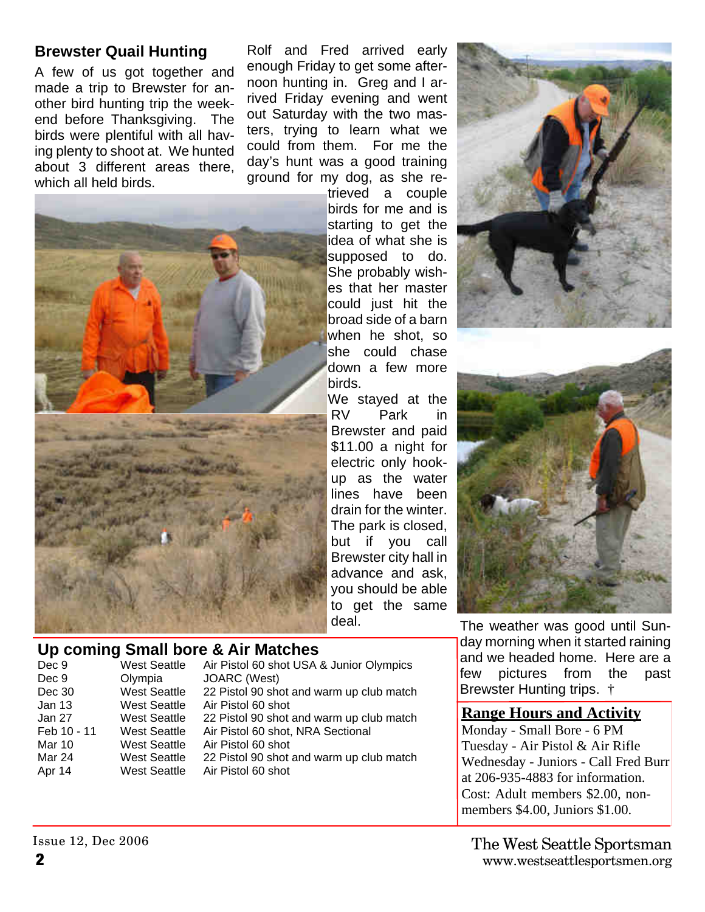## Brewster Quail Hunting

A few of us got together and made a trip to Brewster for another bird hunting trip the weekend before Thanksgiving. The birds were plentiful with all having plenty to shoot at. We hunted about 3 different areas there, which all held birds.

Rolf and Fred arrived early enough Friday to get some afternoon hunting in. Greg and I arrived Friday evening and went out Saturday with the two masters, trying to learn what we could from them. For me the day's hunt was a good training ground for my dog, as she retrieved a couple birds for me and is starting to get the idea of what she is supposed to do. She probably wishes that her master could just hit the broad side of a barn when he shot, so she could chase down a few more birds.

We stayed at the RV Park in Brewster and paid $11.00 a night for electric only hookup as the water lines have been drain for the winter. The park is closed, but if you call Brewster city hall in advance and ask, you should be able to get the same deal.

The weather was good until Sunday morning when it started raining and we headed home. Here are a few pictures from the past Brewster Hunting trips. †

## Up coming Small bore & Air Matches

| | | |
|---|---|---|
| Dec 9 | West Seattle | Air Pistol 60 shot USA & Junior Olympics |
| Dec 9 | Olympia | JOARC (West) |
| Dec 30 | West Seattle | 22 Pistol 90 shot and warm up club match |
| Jan 13 | West Seattle | Air Pistol 60 shot |
| Jan 27 | West Seattle | 22 Pistol 90 shot and warm up club match |
| Feb 10 - 11 | West Seattle | Air Pistol 60 shot, NRA Sectional |
| Mar 10 | West Seattle | Air Pistol 60 shot |
| Mar 24 | West Seattle | 22 Pistol 90 shot and warm up club match |
| Apr 14 | West Seattle | Air Pistol 60 shot |

## Range Hours and Activity

Monday - Small Bore - 6 PM
Tuesday - Air Pistol & Air Rifle
Wednesday - Juniors - Call Fred Burr at 206-935-4883 for information.
Cost: Adult members $2.00, non-members $4.00, Juniors $1.00.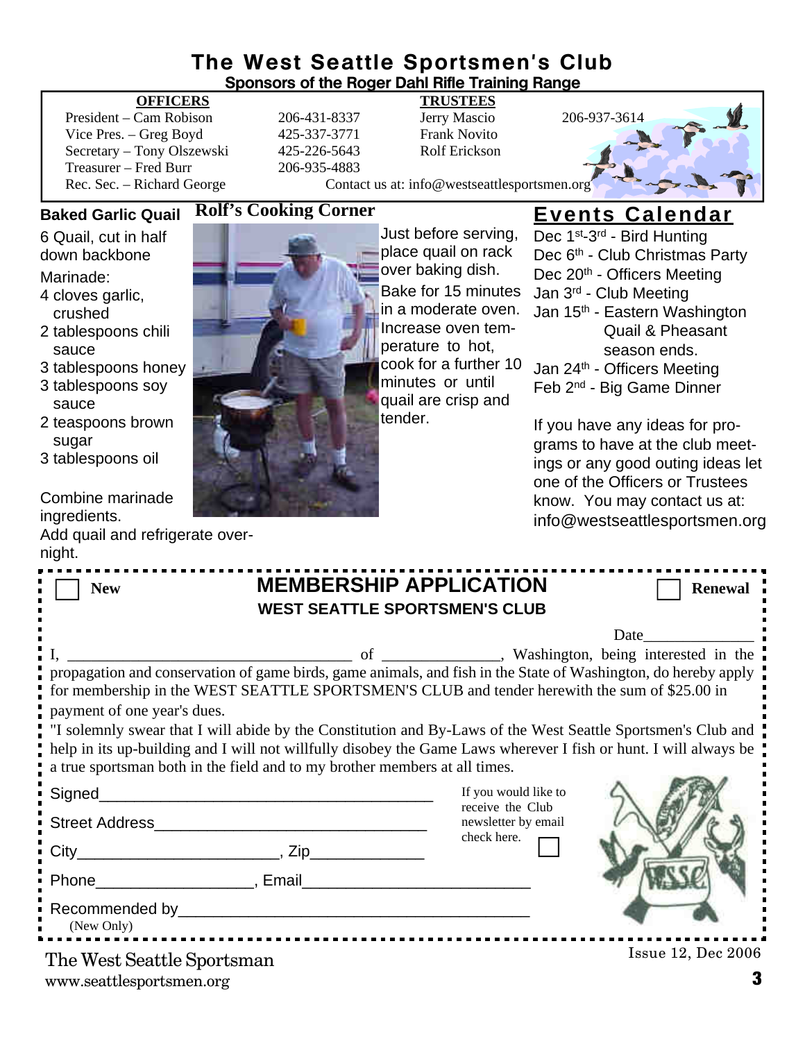# The West Seattle Sportsmen's Club

**Sponsors of the Roger Dahl Rifle Training Range**

| **OFFICERS** | | **TRUSTEES** | |
|---|---|---|---|
| President – Cam Robison | 206-431-8337 | Jerry Mascio | 206-937-3614 |
| Vice Pres. – Greg Boyd | 425-337-3771 | Frank Novito | |
| Secretary – Tony Olszewski | 425-226-5643 | Rolf Erickson | |
| Treasurer – Fred Burr | 206-935-4883 | | |
| Rec. Sec. – Richard George | | | |

Contact us at: info@westseattlesportsmen.org

## Rolf's Cooking Corner

### Baked Garlic Quail

6 Quail, cut in half down backbone

Marinade:

- 4 cloves garlic, crushed
- 2 tablespoons chili sauce
- 3 tablespoons honey
- 3 tablespoons soy sauce
- 2 teaspoons brown sugar
- 3 tablespoons oil

Combine marinade ingredients.
Add quail and refrigerate overnight.

Just before serving, place quail on rack over baking dish. Bake for 15 minutes in a moderate oven. Increase oven temperature to hot, cook for a further 10 minutes or until quail are crisp and tender.

## Events Calendar

- Dec 1st-3rd - Bird Hunting
- Dec 6th - Club Christmas Party
- Dec 20th - Officers Meeting
- Jan 3rd - Club Meeting
- Jan 15th - Eastern Washington Quail & Pheasant season ends.
- Jan 24th - Officers Meeting
- Feb 2nd - Big Game Dinner

If you have any ideas for programs to have at the club meetings or any good outing ideas let one of the Officers or Trustees know. You may contact us at: info@westseattlesportsmen.org

---

☐ **New** ☐ **Renewal**

## MEMBERSHIP APPLICATION

**WEST SEATTLE SPORTSMEN'S CLUB**

Date______________

I, ___________________________________ of _______________, Washington, being interested in the propagation and conservation of game birds, game animals, and fish in the State of Washington, do hereby apply for membership in the WEST SEATTLE SPORTSMEN'S CLUB and tender herewith the sum of $25.00 in payment of one year's dues.

"I solemnly swear that I will abide by the Constitution and By-Laws of the West Seattle Sportsmen's Club and help in its up-building and I will not willfully disobey the Game Laws wherever I fish or hunt. I will always be a true sportsman both in the field and to my brother members at all times.

Signed_______________________________________

Street Address_______________________________

City_______________________, Zip_____________

Phone__________________, Email__________________________

Recommended by________________________________________
(New Only)

If you would like to receive the Club newsletter by email check here. ☐

---

The West Seattle Sportsman
www.seattlesportsmen.org

Issue 12, Dec 2006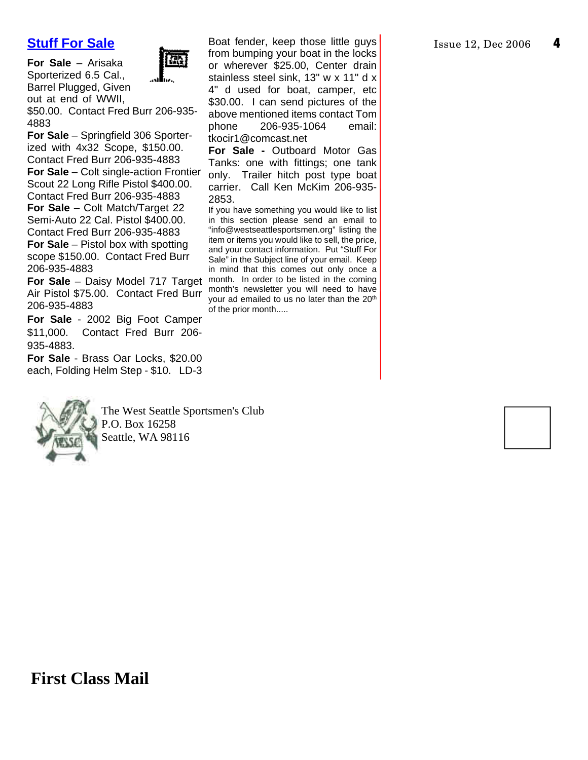## Stuff For Sale

**For Sale** – Arisaka Sporterized 6.5 Cal., Barrel Plugged, Given out at end of WWII, $50.00. Contact Fred Burr 206-935-4883

**For Sale** – Springfield 306 Sporterized with 4x32 Scope, $150.00. Contact Fred Burr 206-935-4883

**For Sale** – Colt single-action Frontier Scout 22 Long Rifle Pistol $400.00. Contact Fred Burr 206-935-4883

**For Sale** – Colt Match/Target 22 Semi-Auto 22 Cal. Pistol $400.00. Contact Fred Burr 206-935-4883

**For Sale** – Pistol box with spotting scope $150.00. Contact Burr 206-935-4883

**For Sale** – Daisy Model 717 Target Air Pistol $75.00. Contact Fred Burr 206-935-4883

**For Sale** - 2002 Big Foot Camper $11,000. Contact Fred Burr 206-935-4883.

**For Sale** - Brass Oar Locks, $20.00 each, Folding Helm Step - $10. LD-3 Boat fender, keep those little guys from bumping your boat in the locks or wherever $25.00, Center drain stainless steel sink, 13" w x 11" d x 4" d used for boat, camper, etc $30.00. I can send pictures of the above mentioned items contact Tom phone 206-935-1064 email: tkocir1@comcast.net

**For Sale -** Outboard Motor Gas Tanks: one with fittings; one tank only. Trailer hitch post type boat carrier. Call Ken McKim 206-935-2853.

If you have something you would like to list in this section please send an email to "info@westseattlesportsmen.org" listing the item or items you would like to sell, the price, and your contact information. Put "Stuff For Sale" in the Subject line of your email. Keep in mind that this comes out only once a month. In order to be listed in the coming month's newsletter you will need to have your ad emailed to us no later than the 20th of the prior month.....

The West Seattle Sportsmen's Club
P.O. Box 16258
Seattle, WA 98116

**First Class Mail**